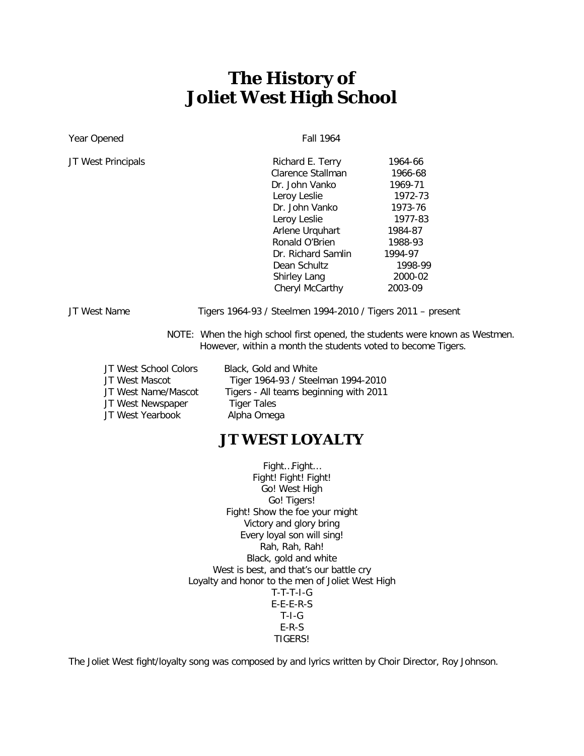# The History of Joliet West High School

Year Opened — Fall 1964

JT West Principals

| Name | Years |
|---|---|
| Richard E. Terry | 1964-66 |
| Clarence Stallman | 1966-68 |
| Dr. John Vanko | 1969-71 |
| Leroy Leslie | 1972-73 |
| Dr. John Vanko | 1973-76 |
| Leroy Leslie | 1977-83 |
| Arlene Urquhart | 1984-87 |
| Ronald O'Brien | 1988-93 |
| Dr. Richard Samlin | 1994-97 |
| Dean Schultz | 1998-99 |
| Shirley Lang | 2000-02 |
| Cheryl McCarthy | 2003-09 |

JT West Name — Tigers 1964-93 / Steelmen 1994-2010 / Tigers 2011 – present

NOTE: When the high school first opened, the students were known as Westmen. However, within a month the students voted to become Tigers.

| | |
|---|---|
| JT West School Colors | Black, Gold and White |
| JT West Mascot | Tiger 1964-93 / Steelman 1994-2010 |
| JT West Name/Mascot | Tigers - All teams beginning with 2011 |
| JT West Newspaper | Tiger Tales |
| JT West Yearbook | Alpha Omega |

## JT WEST LOYALTY

Fight…Fight…  
Fight! Fight! Fight!  
Go! West High  
Go! Tigers!  
Fight! Show the foe your might  
Victory and glory bring  
Every loyal son will sing!  
Rah, Rah, Rah!  
Black, gold and white  
West is best, and that's our battle cry  
Loyalty and honor to the men of Joliet West High  
T-T-T-I-G  
E-E-E-R-S  
T-I-G  
E-R-S  
TIGERS!

The Joliet West fight/loyalty song was composed by and lyrics written by Choir Director, Roy Johnson.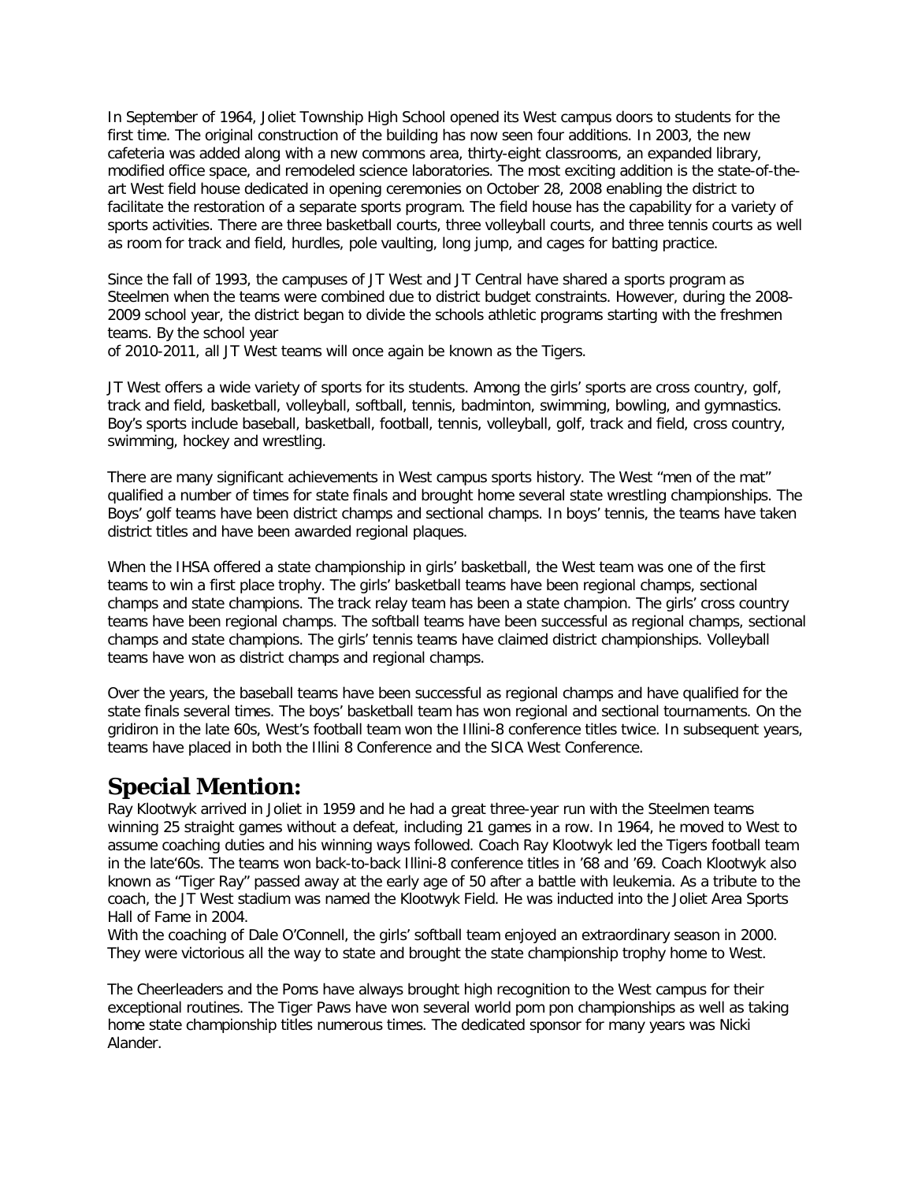In September of 1964, Joliet Township High School opened its West campus doors to students for the first time. The original construction of the building has now seen four additions. In 2003, the new cafeteria was added along with a new commons area, thirty-eight classrooms, an expanded library, modified office space, and remodeled science laboratories. The most exciting addition is the state-of-the-art West field house dedicated in opening ceremonies on October 28, 2008 enabling the district to facilitate the restoration of a separate sports program. The field house has the capability for a variety of sports activities. There are three basketball courts, three volleyball courts, and three tennis courts as well as room for track and field, hurdles, pole vaulting, long jump, and cages for batting practice.

Since the fall of 1993, the campuses of JT West and JT Central have shared a sports program as Steelmen when the teams were combined due to district budget constraints. However, during the 2008-2009 school year, the district began to divide the schools athletic programs starting with the freshmen teams. By the school year of 2010-2011, all JT West teams will once again be known as the Tigers.

JT West offers a wide variety of sports for its students. Among the girls' sports are cross country, golf, track and field, basketball, volleyball, softball, tennis, badminton, swimming, bowling, and gymnastics. Boy's sports include baseball, basketball, football, tennis, volleyball, golf, track and field, cross country, swimming, hockey and wrestling.

There are many significant achievements in West campus sports history. The West "men of the mat" qualified a number of times for state finals and brought home several state wrestling championships. The Boys' golf teams have been district champs and sectional champs. In boys' tennis, the teams have taken district titles and have been awarded regional plaques.

When the IHSA offered a state championship in girls' basketball, the West team was one of the first teams to win a first place trophy. The girls' basketball teams have been regional champs, sectional champs and state champions. The track relay team has been a state champion. The girls' cross country teams have been regional champs. The softball teams have been successful as regional champs, sectional champs and state champions. The girls' tennis teams have claimed district championships. Volleyball teams have won as district champs and regional champs.

Over the years, the baseball teams have been successful as regional champs and have qualified for the state finals several times. The boys' basketball team has won regional and sectional tournaments. On the gridiron in the late 60s, West's football team won the Illini-8 conference titles twice. In subsequent years, teams have placed in both the Illini 8 Conference and the SICA West Conference.

## Special Mention:

Ray Klootwyk arrived in Joliet in 1959 and he had a great three-year run with the Steelmen teams winning 25 straight games without a defeat, including 21 games in a row. In 1964, he moved to West to assume coaching duties and his winning ways followed. Coach Ray Klootwyk led the Tigers football team in the late'60s. The teams won back-to-back Illini-8 conference titles in '68 and '69. Coach Klootwyk also known as "Tiger Ray" passed away at the early age of 50 after a battle with leukemia. As a tribute to the coach, the JT West stadium was named the Klootwyk Field. He was inducted into the Joliet Area Sports Hall of Fame in 2004.

With the coaching of Dale O'Connell, the girls' softball team enjoyed an extraordinary season in 2000. They were victorious all the way to state and brought the state championship trophy home to West.

The Cheerleaders and the Poms have always brought high recognition to the West campus for their exceptional routines. The Tiger Paws have won several world pom pon championships as well as taking home state championship titles numerous times. The dedicated sponsor for many years was Nicki Alander.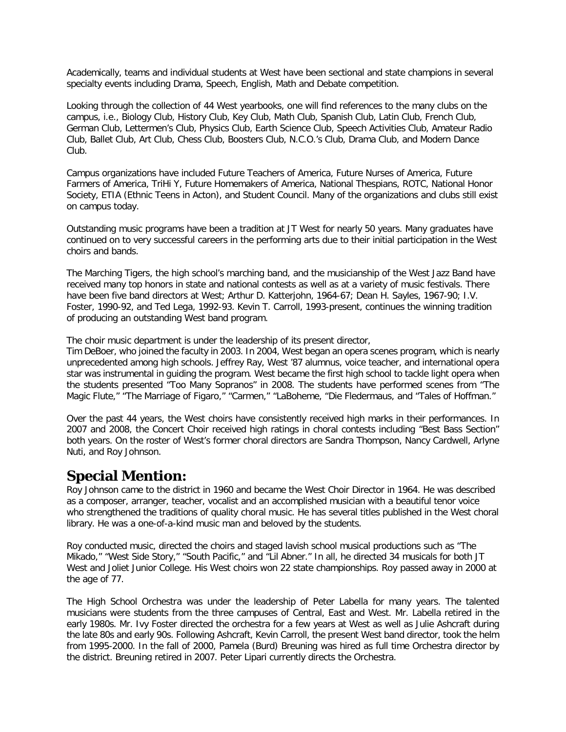Academically, teams and individual students at West have been sectional and state champions in several specialty events including Drama, Speech, English, Math and Debate competition.

Looking through the collection of 44 West yearbooks, one will find references to the many clubs on the campus, i.e., Biology Club, History Club, Key Club, Math Club, Spanish Club, Latin Club, French Club, German Club, Lettermen's Club, Physics Club, Earth Science Club, Speech Activities Club, Amateur Radio Club, Ballet Club, Art Club, Chess Club, Boosters Club, N.C.O.'s Club, Drama Club, and Modern Dance Club.

Campus organizations have included Future Teachers of America, Future Nurses of America, Future Farmers of America, TriHi Y, Future Homemakers of America, National Thespians, ROTC, National Honor Society, ETIA (Ethnic Teens in Acton), and Student Council. Many of the organizations and clubs still exist on campus today.

Outstanding music programs have been a tradition at JT West for nearly 50 years. Many graduates have continued on to very successful careers in the performing arts due to their initial participation in the West choirs and bands.

The Marching Tigers, the high school's marching band, and the musicianship of the West Jazz Band have received many top honors in state and national contests as well as at a variety of music festivals. There have been five band directors at West; Arthur D. Katterjohn, 1964-67; Dean H. Sayles, 1967-90; I.V. Foster, 1990-92, and Ted Lega, 1992-93. Kevin T. Carroll, 1993-present, continues the winning tradition of producing an outstanding West band program.

The choir music department is under the leadership of its present director,
Tim DeBoer, who joined the faculty in 2003. In 2004, West began an opera scenes program, which is nearly unprecedented among high schools. Jeffrey Ray, West '87 alumnus, voice teacher, and international opera star was instrumental in guiding the program. West became the first high school to tackle light opera when the students presented "Too Many Sopranos" in 2008. The students have performed scenes from "The Magic Flute," "The Marriage of Figaro," "Carmen," "LaBoheme, "Die Fledermaus, and "Tales of Hoffman."

Over the past 44 years, the West choirs have consistently received high marks in their performances. In 2007 and 2008, the Concert Choir received high ratings in choral contests including "Best Bass Section" both years. On the roster of West's former choral directors are Sandra Thompson, Nancy Cardwell, Arlyne Nuti, and Roy Johnson.

## Special Mention:

Roy Johnson came to the district in 1960 and became the West Choir Director in 1964. He was described as a composer, arranger, teacher, vocalist and an accomplished musician with a beautiful tenor voice who strengthened the traditions of quality choral music. He has several titles published in the West choral library. He was a one-of-a-kind music man and beloved by the students.

Roy conducted music, directed the choirs and staged lavish school musical productions such as "The Mikado," "West Side Story," "South Pacific," and "Lil Abner." In all, he directed 34 musicals for both JT West and Joliet Junior College. His West choirs won 22 state championships. Roy passed away in 2000 at the age of 77.

The High School Orchestra was under the leadership of Peter Labella for many years. The talented musicians were students from the three campuses of Central, East and West. Mr. Labella retired in the early 1980s. Mr. Ivy Foster directed the orchestra for a few years at West as well as Julie Ashcraft during the late 80s and early 90s. Following Ashcraft, Kevin Carroll, the present West band director, took the helm from 1995-2000. In the fall of 2000, Pamela (Burd) Breuning was hired as full time Orchestra director by the district. Breuning retired in 2007. Peter Lipari currently directs the Orchestra.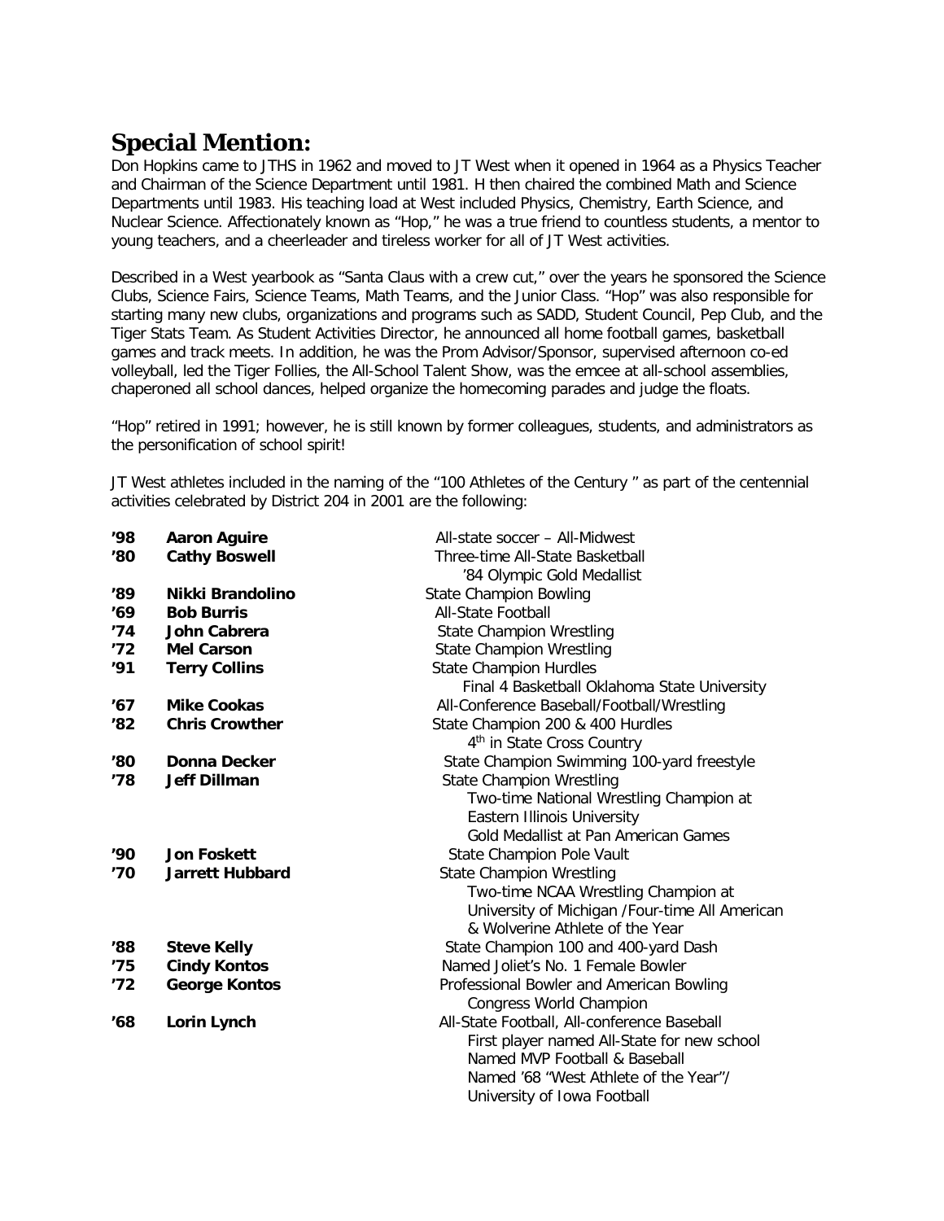## Special Mention:

Don Hopkins came to JTHS in 1962 and moved to JT West when it opened in 1964 as a Physics Teacher and Chairman of the Science Department until 1981. H then chaired the combined Math and Science Departments until 1983. His teaching load at West included Physics, Chemistry, Earth Science, and Nuclear Science. Affectionately known as "Hop," he was a true friend to countless students, a mentor to young teachers, and a cheerleader and tireless worker for all of JT West activities.

Described in a West yearbook as "Santa Claus with a crew cut," over the years he sponsored the Science Clubs, Science Fairs, Science Teams, Math Teams, and the Junior Class. "Hop" was also responsible for starting many new clubs, organizations and programs such as SADD, Student Council, Pep Club, and the Tiger Stats Team. As Student Activities Director, he announced all home football games, basketball games and track meets. In addition, he was the Prom Advisor/Sponsor, supervised afternoon co-ed volleyball, led the Tiger Follies, the All-School Talent Show, was the emcee at all-school assemblies, chaperoned all school dances, helped organize the homecoming parades and judge the floats.

"Hop" retired in 1991; however, he is still known by former colleagues, students, and administrators as the personification of school spirit!

JT West athletes included in the naming of the "100 Athletes of the Century " as part of the centennial activities celebrated by District 204 in 2001 are the following:

| | | |
|---|---|---|
| **'98** | **Aaron Aguire** | All-state soccer – All-Midwest |
| **'80** | **Cathy Boswell** | Three-time All-State Basketball<br>'84 Olympic Gold Medallist |
| **'89** | **Nikki Brandolino** | State Champion Bowling |
| **'69** | **Bob Burris** | All-State Football |
| **'74** | **John Cabrera** | State Champion Wrestling |
| **'72** | **Mel Carson** | State Champion Wrestling |
| **'91** | **Terry Collins** | State Champion Hurdles<br>Final 4 Basketball Oklahoma State University |
| **'67** | **Mike Cookas** | All-Conference Baseball/Football/Wrestling |
| **'82** | **Chris Crowther** | State Champion 200 & 400 Hurdles<br>4th in State Cross Country |
| **'80** | **Donna Decker** | State Champion Swimming 100-yard freestyle |
| **'78** | **Jeff Dillman** | State Champion Wrestling<br>Two-time National Wrestling Champion at Eastern Illinois University<br>Gold Medallist at Pan American Games |
| **'90** | **Jon Foskett** | State Champion Pole Vault |
| **'70** | **Jarrett Hubbard** | State Champion Wrestling<br>Two-time NCAA Wrestling Champion at University of Michigan /Four-time All American & Wolverine Athlete of the Year |
| **'88** | **Steve Kelly** | State Champion 100 and 400-yard Dash |
| **'75** | **Cindy Kontos** | Named Joliet's No. 1 Female Bowler |
| **'72** | **George Kontos** | Professional Bowler and American Bowling Congress World Champion |
| **'68** | **Lorin Lynch** | All-State Football, All-conference Baseball<br>First player named All-State for new school<br>Named MVP Football & Baseball<br>Named '68 "West Athlete of the Year"/ University of Iowa Football |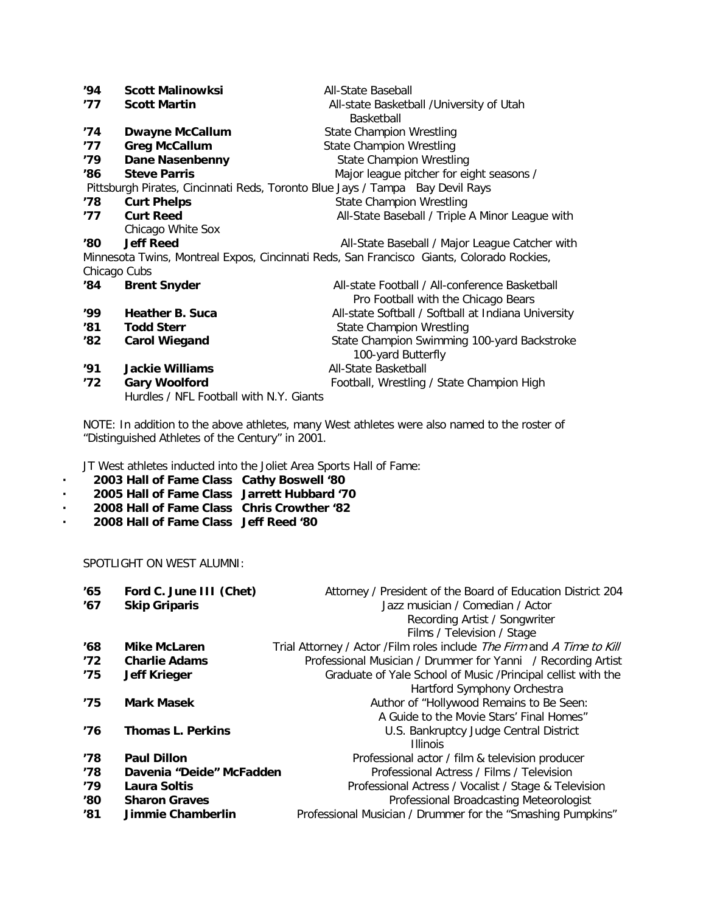| | | |
|---|---|---|
| **'94** | **Scott Malinowksi** | All-State Baseball |
| **'77** | **Scott Martin** | All-state Basketball /University of Utah Basketball |
| **'74** | **Dwayne McCallum** | State Champion Wrestling |
| **'77** | **Greg McCallum** | State Champion Wrestling |
| **'79** | **Dane Nasenbenny** | State Champion Wrestling |
| **'86** | **Steve Parris** | Major league pitcher for eight seasons / Pittsburgh Pirates, Cincinnati Reds, Toronto Blue Jays / Tampa Bay Devil Rays |
| **'78** | **Curt Phelps** | State Champion Wrestling |
| **'77** | **Curt Reed** | All-State Baseball / Triple A Minor League with Chicago White Sox |
| **'80** | **Jeff Reed** | All-State Baseball / Major League Catcher with Minnesota Twins, Montreal Expos, Cincinnati Reds, San Francisco Giants, Colorado Rockies, Chicago Cubs |
| **'84** | **Brent Snyder** | All-state Football / All-conference Basketball Pro Football with the Chicago Bears |
| **'99** | **Heather B. Suca** | All-state Softball / Softball at Indiana University |
| **'81** | **Todd Sterr** | State Champion Wrestling |
| **'82** | **Carol Wiegand** | State Champion Swimming 100-yard Backstroke 100-yard Butterfly |
| **'91** | **Jackie Williams** | All-State Basketball |
| **'72** | **Gary Woolford** | Football, Wrestling / State Champion High Hurdles / NFL Football with N.Y. Giants |

NOTE: In addition to the above athletes, many West athletes were also named to the roster of "Distinguished Athletes of the Century" in 2001.

JT West athletes inducted into the Joliet Area Sports Hall of Fame:

- **2003 Hall of Fame Class Cathy Boswell '80**
- **2005 Hall of Fame Class Jarrett Hubbard '70**
- **2008 Hall of Fame Class Chris Crowther '82**
- **2008 Hall of Fame Class Jeff Reed '80**

SPOTLIGHT ON WEST ALUMNI:

| | | |
|---|---|---|
| **'65** | **Ford C. June III (Chet)** | Attorney / President of the Board of Education District 204 |
| **'67** | **Skip Griparis** | Jazz musician / Comedian / Actor Recording Artist / Songwriter Films / Television / Stage |
| **'68** | **Mike McLaren** | Trial Attorney / Actor /Film roles include *The Firm* and *A Time to Kill* |
| **'72** | **Charlie Adams** | Professional Musician / Drummer for Yanni / Recording Artist |
| **'75** | **Jeff Krieger** | Graduate of Yale School of Music /Principal cellist with the Hartford Symphony Orchestra |
| **'75** | **Mark Masek** | Author of "Hollywood Remains to Be Seen: A Guide to the Movie Stars' Final Homes" |
| **'76** | **Thomas L. Perkins** | U.S. Bankruptcy Judge Central District Illinois |
| **'78** | **Paul Dillon** | Professional actor / film & television producer |
| **'78** | **Davenia "Deide" McFadden** | Professional Actress / Films / Television |
| **'79** | **Laura Soltis** | Professional Actress / Vocalist / Stage & Television |
| **'80** | **Sharon Graves** | Professional Broadcasting Meteorologist |
| **'81** | **Jimmie Chamberlin** | Professional Musician / Drummer for the "Smashing Pumpkins" |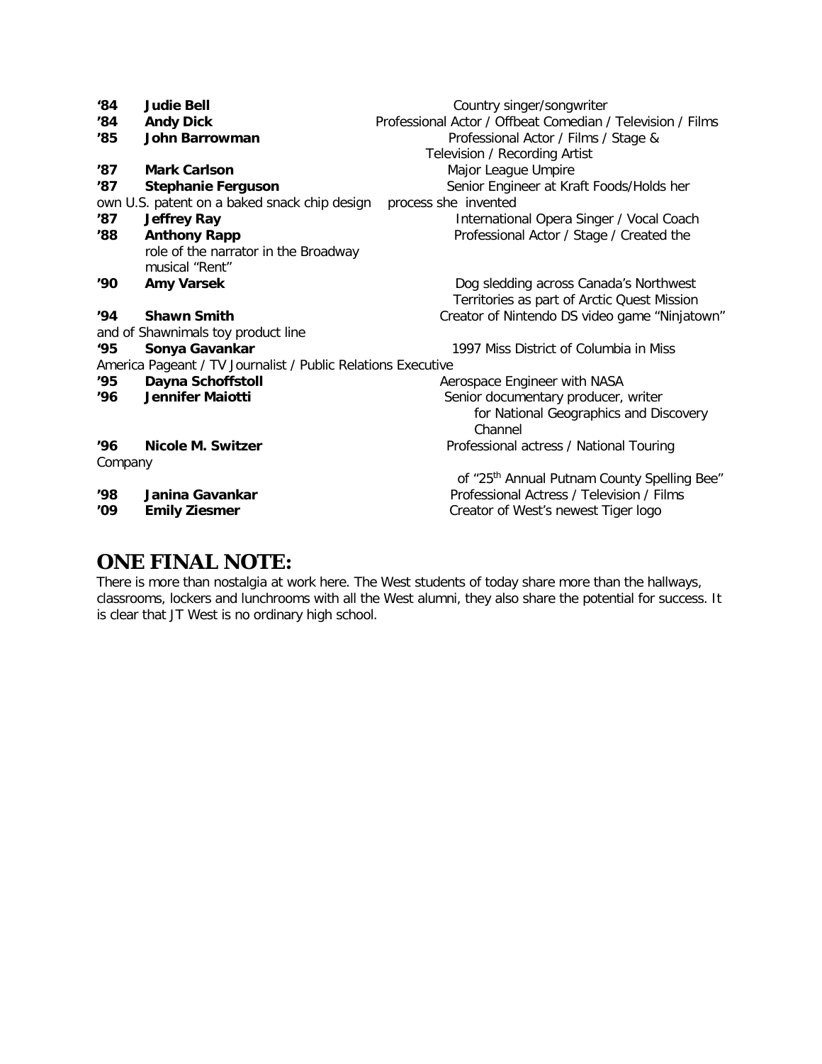| | | |
|---|---|---|
| '84 | **Judie Bell** | Country singer/songwriter |
| '84 | **Andy Dick** | Professional Actor / Offbeat Comedian / Television / Films |
| '85 | **John Barrowman** | Professional Actor / Films / Stage & Television / Recording Artist |
| '87 | **Mark Carlson** | Major League Umpire |
| '87 | **Stephanie Ferguson** | Senior Engineer at Kraft Foods/Holds her own U.S. patent on a baked snack chip design process she invented |
| '87 | **Jeffrey Ray** | International Opera Singer / Vocal Coach |
| '88 | **Anthony Rapp** | Professional Actor / Stage / Created the role of the narrator in the Broadway musical "Rent" |
| '90 | **Amy Varsek** | Dog sledding across Canada's Northwest Territories as part of Arctic Quest Mission |
| '94 | **Shawn Smith** | Creator of Nintendo DS video game "Ninjatown" and of Shawnimals toy product line |
| '95 | **Sonya Gavankar** | 1997 Miss District of Columbia in Miss America Pageant / TV Journalist / Public Relations Executive |
| '95 | **Dayna Schoffstoll** | Aerospace Engineer with NASA |
| '96 | **Jennifer Maiotti** | Senior documentary producer, writer for National Geographics and Discovery Channel |
| '96 | **Nicole M. Switzer** | Professional actress / National Touring Company of "25th Annual Putnam County Spelling Bee" |
| '98 | **Janina Gavankar** | Professional Actress / Television / Films |
| '09 | **Emily Ziesmer** | Creator of West's newest Tiger logo |

## ONE FINAL NOTE:

There is more than nostalgia at work here. The West students of today share more than the hallways, classrooms, lockers and lunchrooms with all the West alumni, they also share the potential for success. It is clear that JT West is no ordinary high school.